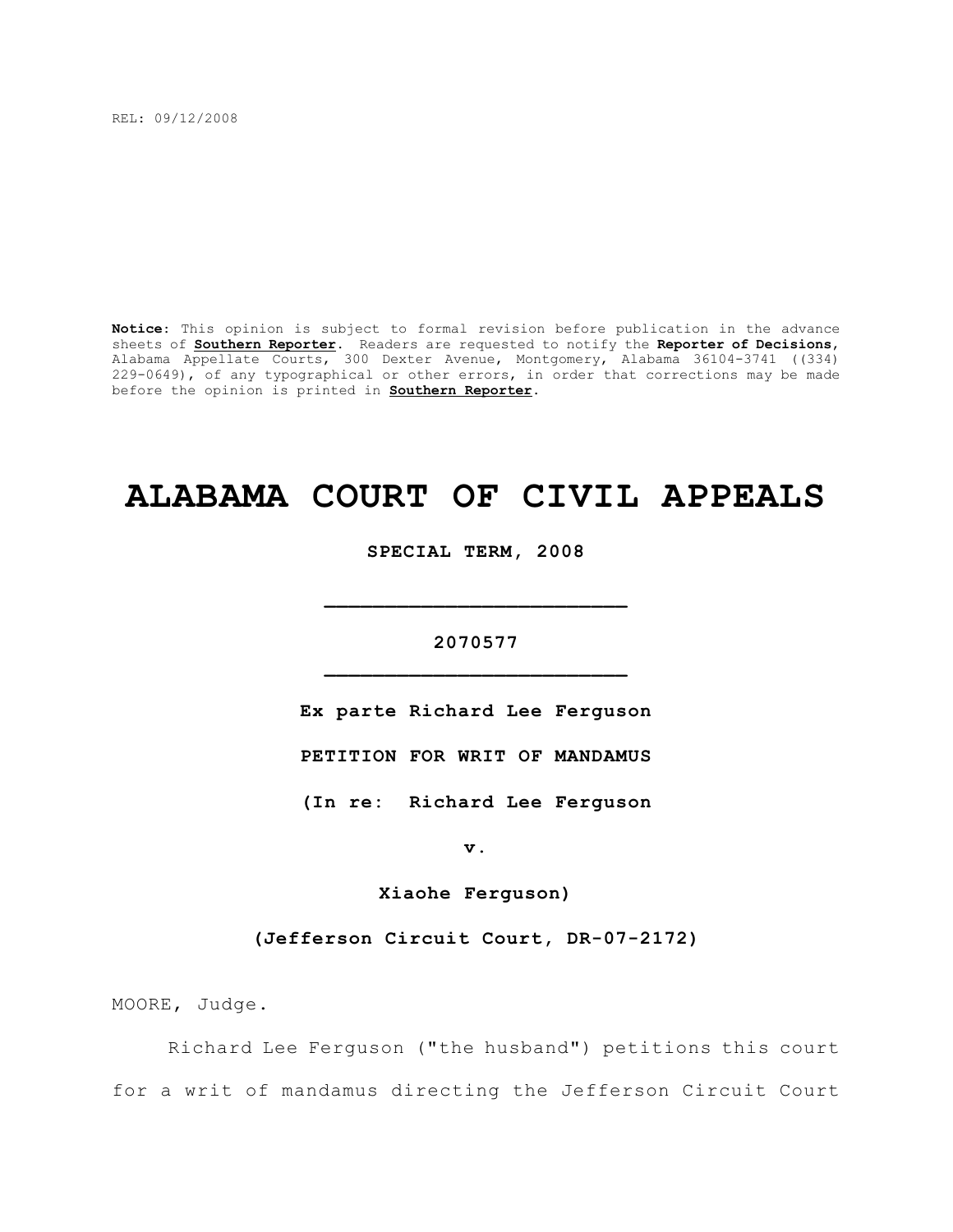REL: 09/12/2008

**Notice:** This opinion is subject to formal revision before publication in the advance sheets of **Southern Reporter**. Readers are requested to notify the **Reporter of Decisions**, Alabama Appellate Courts, 300 Dexter Avenue, Montgomery, Alabama 36104-3741 ((334) 229-0649), of any typographical or other errors, in order that corrections may be made before the opinion is printed in **Southern Reporter**.

# ALABAMA COURT OF CIVIL APPEALS

**SPECIAL TERM, 2008**

_________________________

**2070577**

_________________________

**Ex parte Richard Lee Ferguson**

**PETITION FOR WRIT OF MANDAMUS**

**(In re: Richard Lee Ferguson**

**v.**

**Xiaohe Ferguson)**

**(Jefferson Circuit Court, DR-07-2172)**

MOORE, Judge.

Richard Lee Ferguson ("the husband") petitions this court for a writ of mandamus directing the Jefferson Circuit Court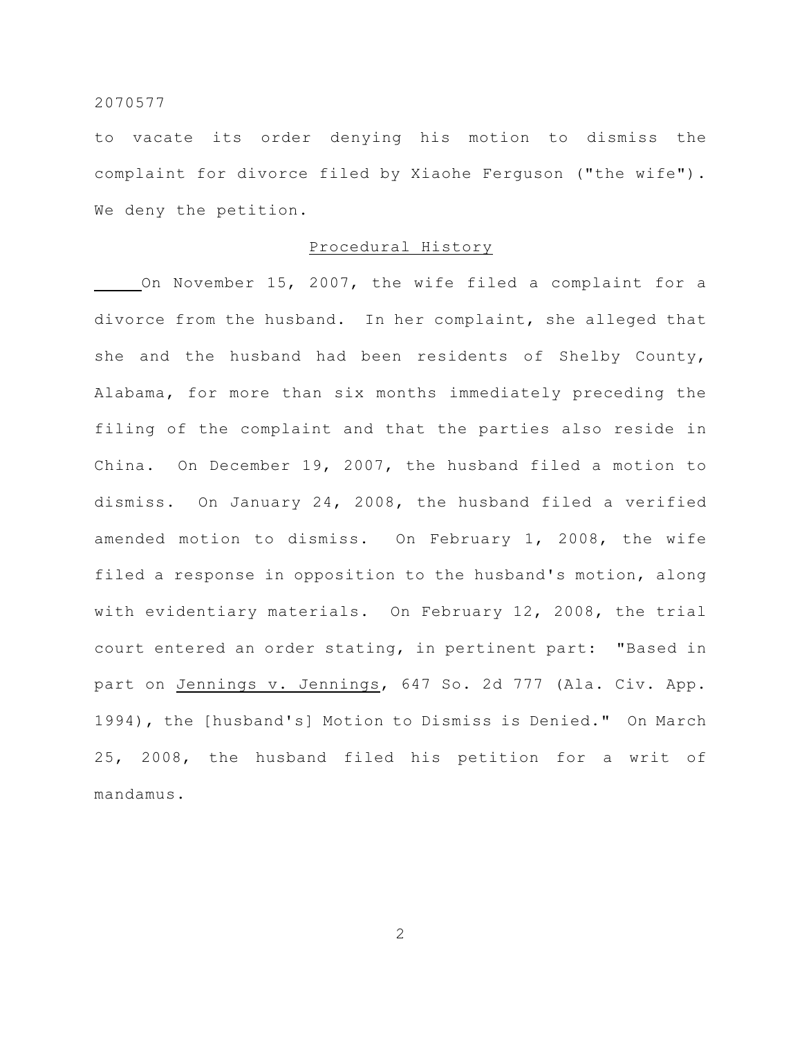to vacate its order denying his motion to dismiss the complaint for divorce filed by Xiaohe Ferguson ("the wife"). We deny the petition.

## Procedural History

On November 15, 2007, the wife filed a complaint for a divorce from the husband. In her complaint, she alleged that she and the husband had been residents of Shelby County, Alabama, for more than six months immediately preceding the filing of the complaint and that the parties also reside in China. On December 19, 2007, the husband filed a motion to dismiss. On January 24, 2008, the husband filed a verified amended motion to dismiss. On February 1, 2008, the wife filed a response in opposition to the husband's motion, along with evidentiary materials. On February 12, 2008, the trial court entered an order stating, in pertinent part: "Based in part on Jennings v. Jennings, 647 So. 2d 777 (Ala. Civ. App. 1994), the [husband's] Motion to Dismiss is Denied." On March 25, 2008, the husband filed his petition for a writ of mandamus.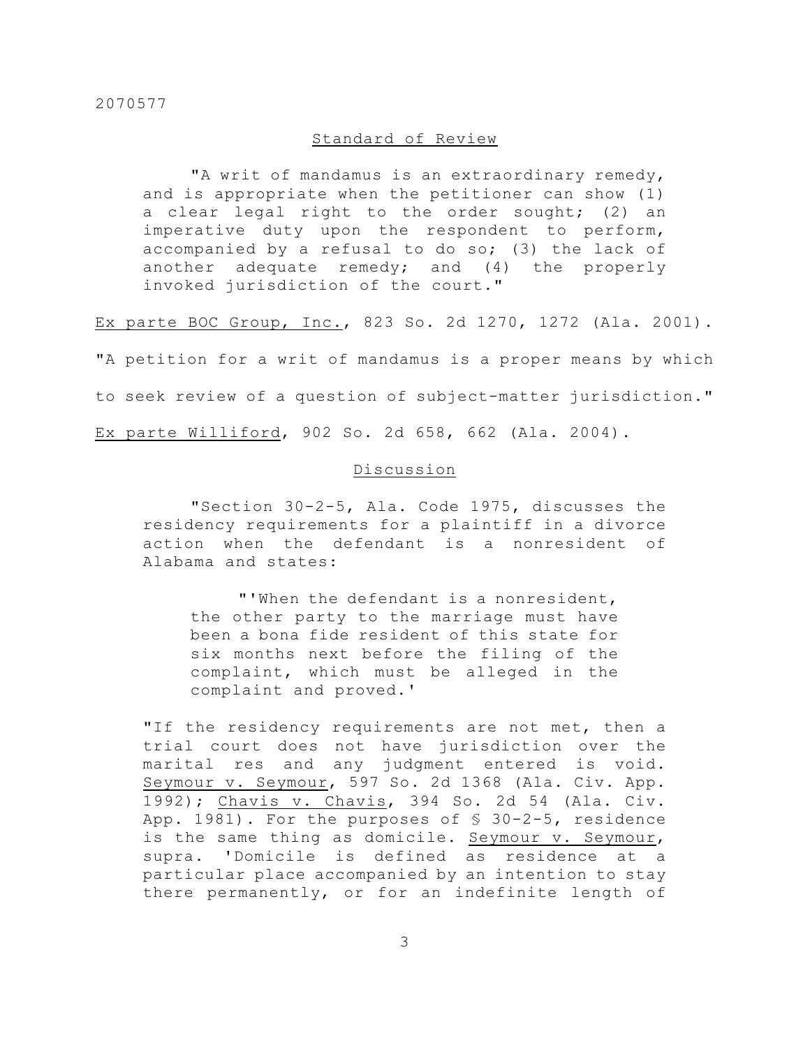## Standard of Review

> "A writ of mandamus is an extraordinary remedy, and is appropriate when the petitioner can show (1) a clear legal right to the order sought; (2) an imperative duty upon the respondent to perform, accompanied by a refusal to do so; (3) the lack of another adequate remedy; and (4) the properly invoked jurisdiction of the court."

Ex parte BOC Group, Inc., 823 So. 2d 1270, 1272 (Ala. 2001). "A petition for a writ of mandamus is a proper means by which to seek review of a question of subject-matter jurisdiction." Ex parte Williford, 902 So. 2d 658, 662 (Ala. 2004).

## Discussion

> "Section 30-2-5, Ala. Code 1975, discusses the residency requirements for a plaintiff in a divorce action when the defendant is a nonresident of Alabama and states:
>
> > "'When the defendant is a nonresident, the other party to the marriage must have been a bona fide resident of this state for six months next before the filing of the complaint, which must be alleged in the complaint and proved.'
>
> "If the residency requirements are not met, then a trial court does not have jurisdiction over the marital res and any judgment entered is void. Seymour v. Seymour, 597 So. 2d 1368 (Ala. Civ. App. 1992); Chavis v. Chavis, 394 So. 2d 54 (Ala. Civ. App. 1981). For the purposes of § 30-2-5, residence is the same thing as domicile. Seymour v. Seymour, supra. 'Domicile is defined as residence at a particular place accompanied by an intention to stay there permanently, or for an indefinite length of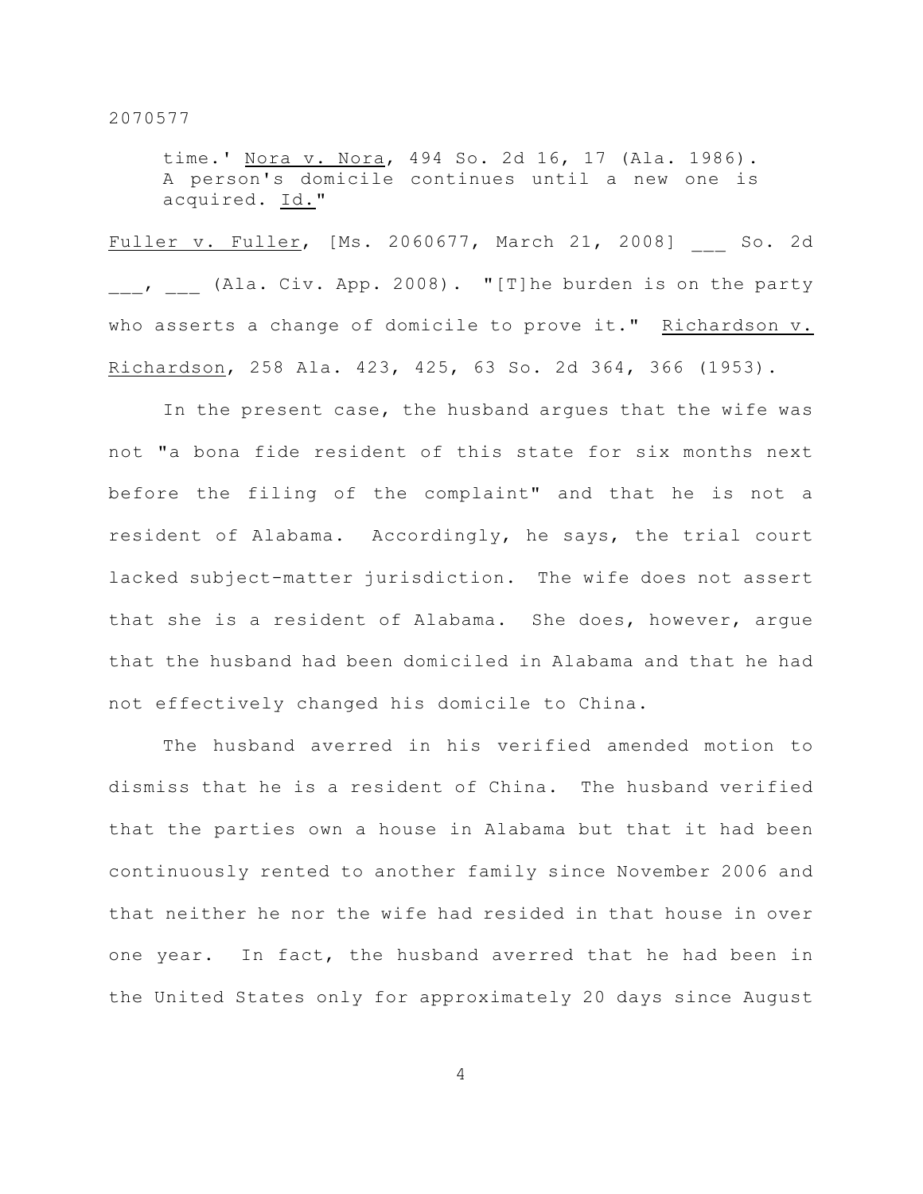> time.' Nora v. Nora, 494 So. 2d 16, 17 (Ala. 1986). A person's domicile continues until a new one is acquired. Id."

Fuller v. Fuller, [Ms. 2060677, March 21, 2008] ___ So. 2d ___, ___ (Ala. Civ. App. 2008). "[T]he burden is on the party who asserts a change of domicile to prove it." Richardson v. Richardson, 258 Ala. 423, 425, 63 So. 2d 364, 366 (1953).

In the present case, the husband argues that the wife was not "a bona fide resident of this state for six months next before the filing of the complaint" and that he is not a resident of Alabama. Accordingly, he says, the trial court lacked subject-matter jurisdiction. The wife does not assert that she is a resident of Alabama. She does, however, argue that the husband had been domiciled in Alabama and that he had not effectively changed his domicile to China.

The husband averred in his verified amended motion to dismiss that he is a resident of China. The husband verified that the parties own a house in Alabama but that it had been continuously rented to another family since November 2006 and that neither he nor the wife had resided in that house in over one year. In fact, the husband averred that he had been in the United States only for approximately 20 days since August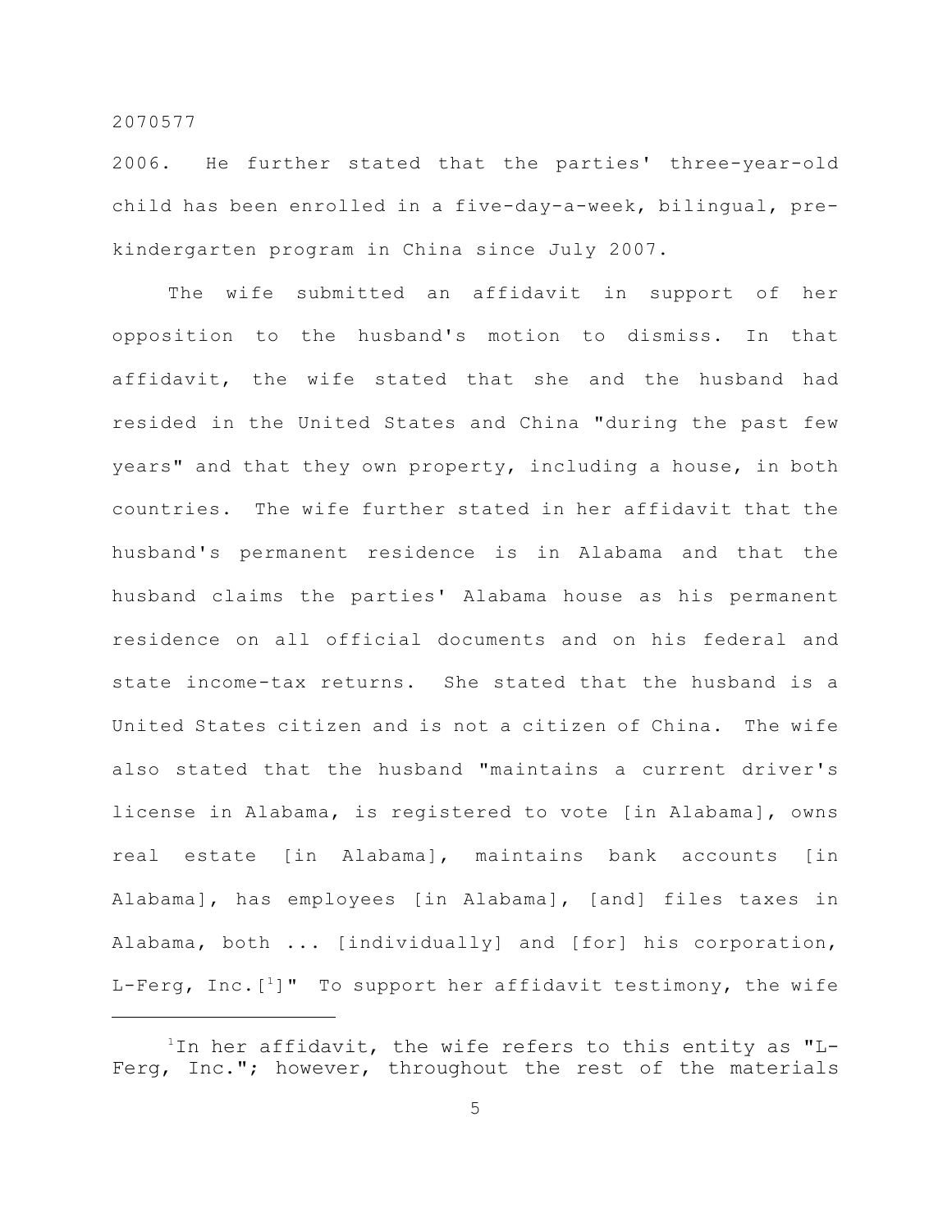2006. He further stated that the parties' three-year-old child has been enrolled in a five-day-a-week, bilingual, pre-kindergarten program in China since July 2007.

The wife submitted an affidavit in support of her opposition to the husband's motion to dismiss. In that affidavit, the wife stated that she and the husband had resided in the United States and China "during the past few years" and that they own property, including a house, in both countries. The wife further stated in her affidavit that the husband's permanent residence is in Alabama and that the husband claims the parties' Alabama house as his permanent residence on all official documents and on his federal and state income-tax returns. She stated that the husband is a United States citizen and is not a citizen of China. The wife also stated that the husband "maintains a current driver's license in Alabama, is registered to vote [in Alabama], owns real estate [in Alabama], maintains bank accounts [in Alabama], has employees [in Alabama], [and] files taxes in Alabama, both ... [individually] and [for] his corporation, L-Ferg, Inc.[1]" To support her affidavit testimony, the wife

---

[1]In her affidavit, the wife refers to this entity as "L-Ferg, Inc."; however, throughout the rest of the materials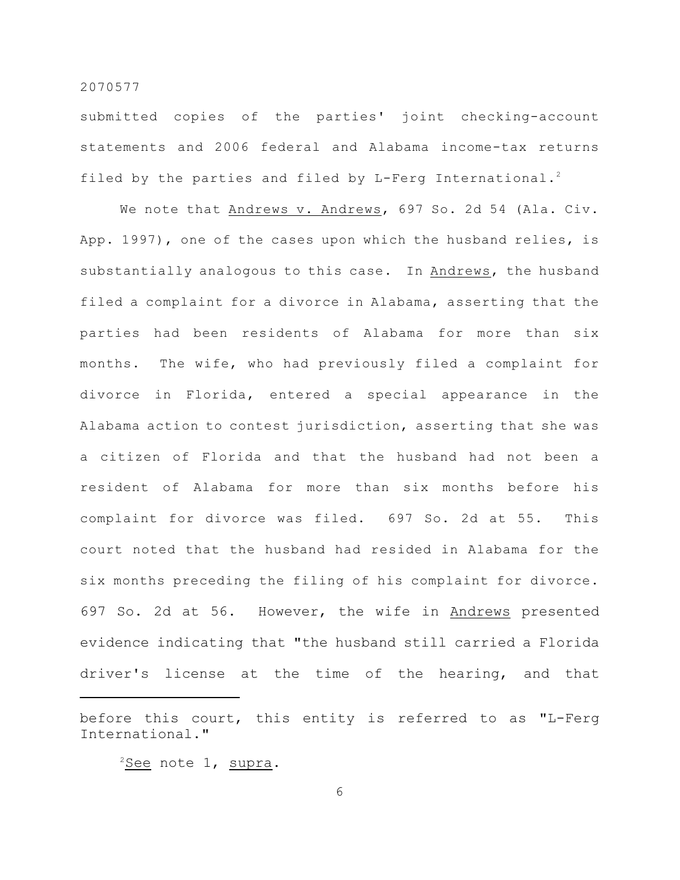submitted copies of the parties' joint checking-account statements and 2006 federal and Alabama income-tax returns filed by the parties and filed by L-Ferg International.[2]

We note that Andrews v. Andrews, 697 So. 2d 54 (Ala. Civ. App. 1997), one of the cases upon which the husband relies, is substantially analogous to this case. In Andrews, the husband filed a complaint for a divorce in Alabama, asserting that the parties had been residents of Alabama for more than six months. The wife, who had previously filed a complaint for divorce in Florida, entered a special appearance in the Alabama action to contest jurisdiction, asserting that she was a citizen of Florida and that the husband had not been a resident of Alabama for more than six months before his complaint for divorce was filed. 697 So. 2d at 55. This court noted that the husband had resided in Alabama for the six months preceding the filing of his complaint for divorce. 697 So. 2d at 56. However, the wife in Andrews presented evidence indicating that "the husband still carried a Florida driver's license at the time of the hearing, and that

---

before this court, this entity is referred to as "L-Ferg International."

[2] See note 1, supra.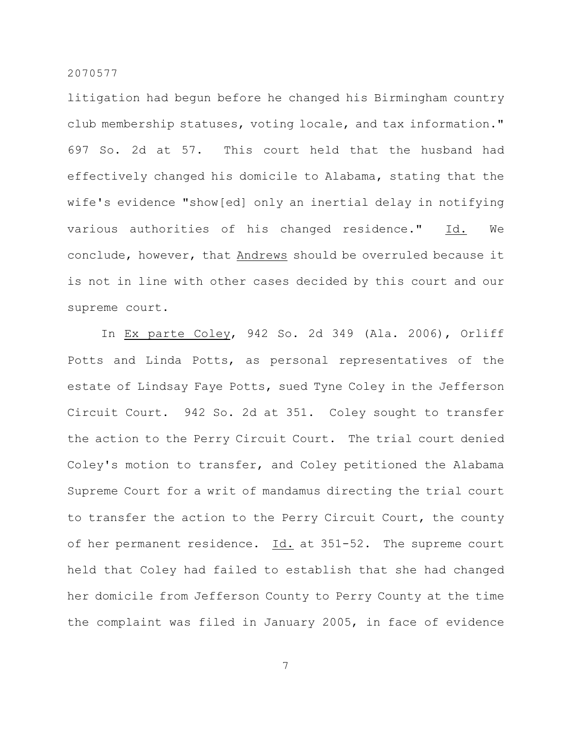litigation had begun before he changed his Birmingham country club membership statuses, voting locale, and tax information." 697 So. 2d at 57. This court held that the husband had effectively changed his domicile to Alabama, stating that the wife's evidence "show[ed] only an inertial delay in notifying various authorities of his changed residence." Id. We conclude, however, that Andrews should be overruled because it is not in line with other cases decided by this court and our supreme court.

In Ex parte Coley, 942 So. 2d 349 (Ala. 2006), Orliff Potts and Linda Potts, as personal representatives of the estate of Lindsay Faye Potts, sued Tyne Coley in the Jefferson Circuit Court. 942 So. 2d at 351. Coley sought to transfer the action to the Perry Circuit Court. The trial court denied Coley's motion to transfer, and Coley petitioned the Alabama Supreme Court for a writ of mandamus directing the trial court to transfer the action to the Perry Circuit Court, the county of her permanent residence. Id. at 351-52. The supreme court held that Coley had failed to establish that she had changed her domicile from Jefferson County to Perry County at the time the complaint was filed in January 2005, in face of evidence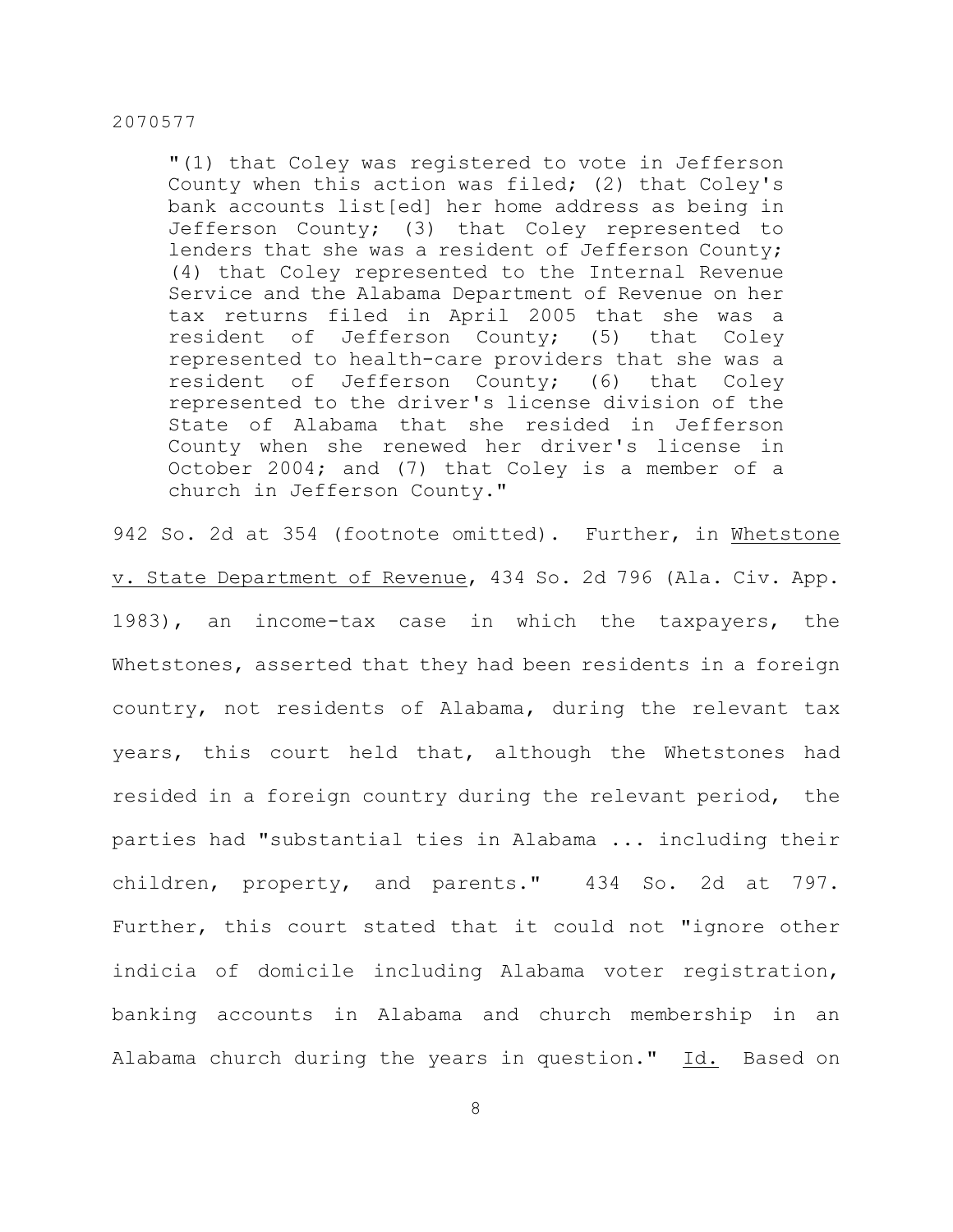> "(1) that Coley was registered to vote in Jefferson County when this action was filed; (2) that Coley's bank accounts list[ed] her home address as being in Jefferson County; (3) that Coley represented to lenders that she was a resident of Jefferson County; (4) that Coley represented to the Internal Revenue Service and the Alabama Department of Revenue on her tax returns filed in April 2005 that she was a resident of Jefferson County; (5) that Coley represented to health-care providers that she was a resident of Jefferson County; (6) that Coley represented to the driver's license division of the State of Alabama that she resided in Jefferson County when she renewed her driver's license in October 2004; and (7) that Coley is a member of a church in Jefferson County."

942 So. 2d at 354 (footnote omitted). Further, in Whetstone v. State Department of Revenue, 434 So. 2d 796 (Ala. Civ. App. 1983), an income-tax case in which the taxpayers, the Whetstones, asserted that they had been residents in a foreign country, not residents of Alabama, during the relevant tax years, this court held that, although the Whetstones had resided in a foreign country during the relevant period, the parties had "substantial ties in Alabama ... including their children, property, and parents." 434 So. 2d at 797. Further, this court stated that it could not "ignore other indicia of domicile including Alabama voter registration, banking accounts in Alabama and church membership in an Alabama church during the years in question." Id. Based on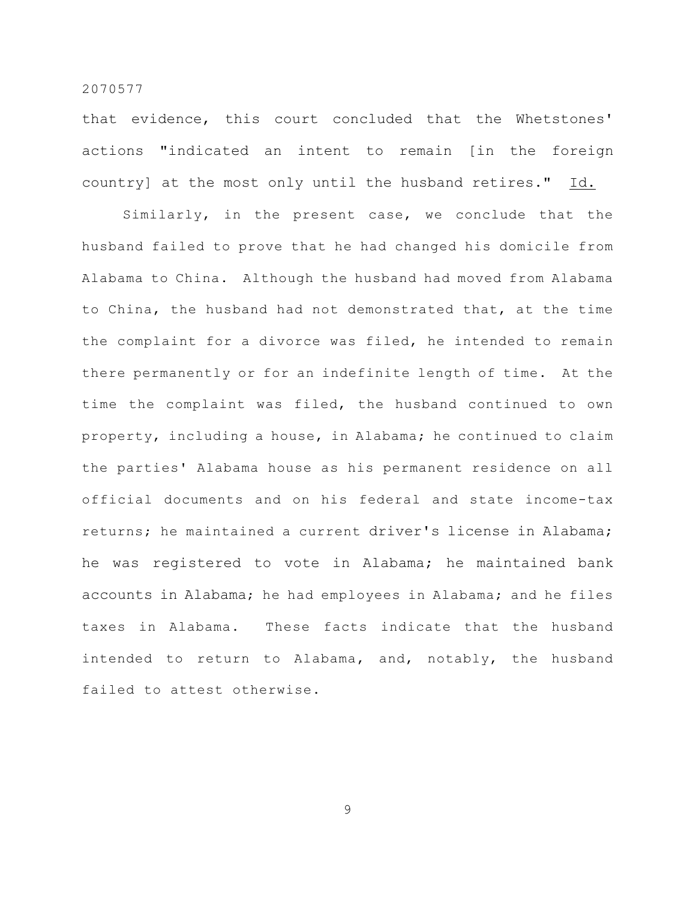that evidence, this court concluded that the Whetstones' actions "indicated an intent to remain [in the foreign country] at the most only until the husband retires." Id.

Similarly, in the present case, we conclude that the husband failed to prove that he had changed his domicile from Alabama to China. Although the husband had moved from Alabama to China, the husband had not demonstrated that, at the time the complaint for a divorce was filed, he intended to remain there permanently or for an indefinite length of time. At the time the complaint was filed, the husband continued to own property, including a house, in Alabama; he continued to claim the parties' Alabama house as his permanent residence on all official documents and on his federal and state income-tax returns; he maintained a current driver's license in Alabama; he was registered to vote in Alabama; he maintained bank accounts in Alabama; he had employees in Alabama; and he files taxes in Alabama. These facts indicate that the husband intended to return to Alabama, and, notably, the husband failed to attest otherwise.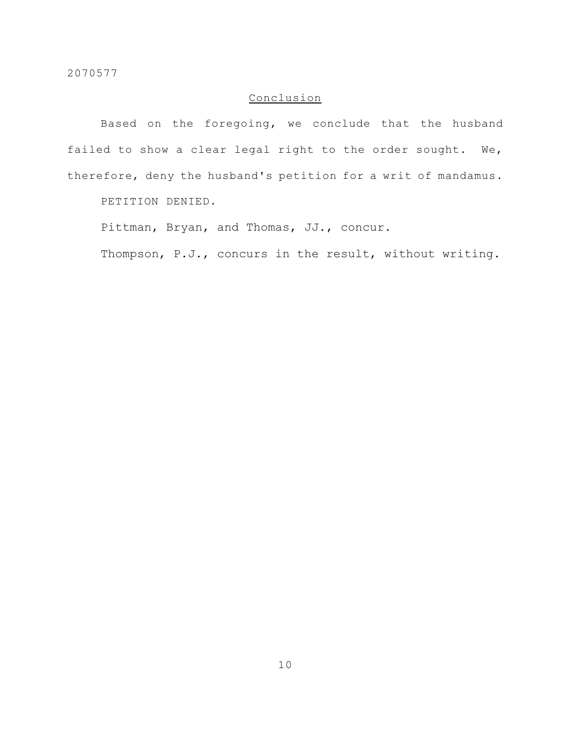## Conclusion

Based on the foregoing, we conclude that the husband failed to show a clear legal right to the order sought. We, therefore, deny the husband's petition for a writ of mandamus.

PETITION DENIED.

Pittman, Bryan, and Thomas, JJ., concur.

Thompson, P.J., concurs in the result, without writing.